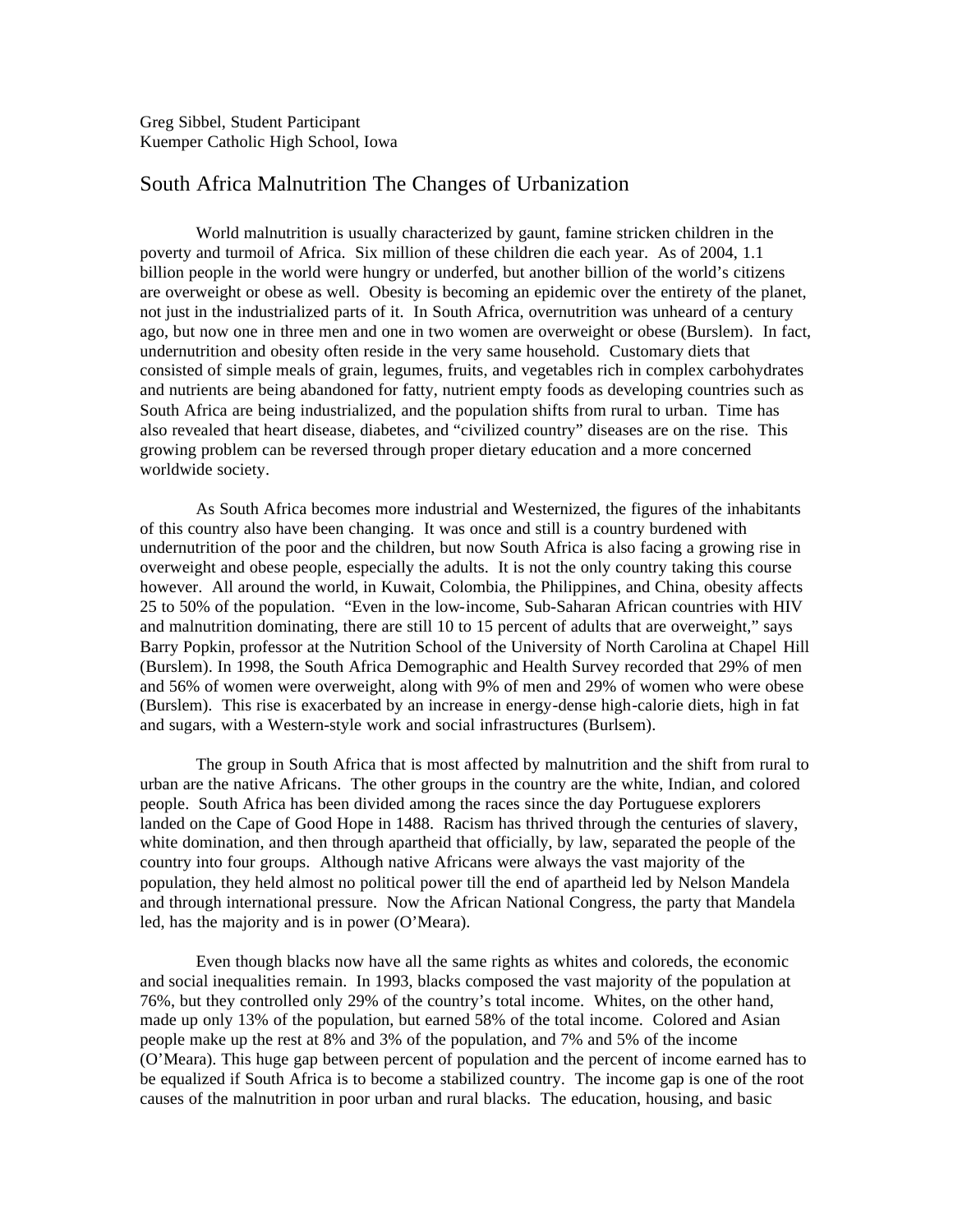Greg Sibbel, Student Participant
Kuemper Catholic High School, Iowa

# South Africa Malnutrition The Changes of Urbanization

World malnutrition is usually characterized by gaunt, famine stricken children in the poverty and turmoil of Africa. Six million of these children die each year. As of 2004, 1.1 billion people in the world were hungry or underfed, but another billion of the world's citizens are overweight or obese as well. Obesity is becoming an epidemic over the entirety of the planet, not just in the industrialized parts of it. In South Africa, overnutrition was unheard of a century ago, but now one in three men and one in two women are overweight or obese (Burslem). In fact, undernutrition and obesity often reside in the very same household. Customary diets that consisted of simple meals of grain, legumes, fruits, and vegetables rich in complex carbohydrates and nutrients are being abandoned for fatty, nutrient empty foods as developing countries such as South Africa are being industrialized, and the population shifts from rural to urban. Time has also revealed that heart disease, diabetes, and "civilized country" diseases are on the rise. This growing problem can be reversed through proper dietary education and a more concerned worldwide society.

As South Africa becomes more industrial and Westernized, the figures of the inhabitants of this country also have been changing. It was once and still is a country burdened with undernutrition of the poor and the children, but now South Africa is also facing a growing rise in overweight and obese people, especially the adults. It is not the only country taking this course however. All around the world, in Kuwait, Colombia, the Philippines, and China, obesity affects 25 to 50% of the population. "Even in the low-income, Sub-Saharan African countries with HIV and malnutrition dominating, there are still 10 to 15 percent of adults that are overweight," says Barry Popkin, professor at the Nutrition School of the University of North Carolina at Chapel Hill (Burslem). In 1998, the South Africa Demographic and Health Survey recorded that 29% of men and 56% of women were overweight, along with 9% of men and 29% of women who were obese (Burslem). This rise is exacerbated by an increase in energy-dense high-calorie diets, high in fat and sugars, with a Western-style work and social infrastructures (Burlsem).

The group in South Africa that is most affected by malnutrition and the shift from rural to urban are the native Africans. The other groups in the country are the white, Indian, and colored people. South Africa has been divided among the races since the day Portuguese explorers landed on the Cape of Good Hope in 1488. Racism has thrived through the centuries of slavery, white domination, and then through apartheid that officially, by law, separated the people of the country into four groups. Although native Africans were always the vast majority of the population, they held almost no political power till the end of apartheid led by Nelson Mandela and through international pressure. Now the African National Congress, the party that Mandela led, has the majority and is in power (O'Meara).

Even though blacks now have all the same rights as whites and coloreds, the economic and social inequalities remain. In 1993, blacks composed the vast majority of the population at 76%, but they controlled only 29% of the country's total income. Whites, on the other hand, made up only 13% of the population, but earned 58% of the total income. Colored and Asian people make up the rest at 8% and 3% of the population, and 7% and 5% of the income (O'Meara). This huge gap between percent of population and the percent of income earned has to be equalized if South Africa is to become a stabilized country. The income gap is one of the root causes of the malnutrition in poor urban and rural blacks. The education, housing, and basic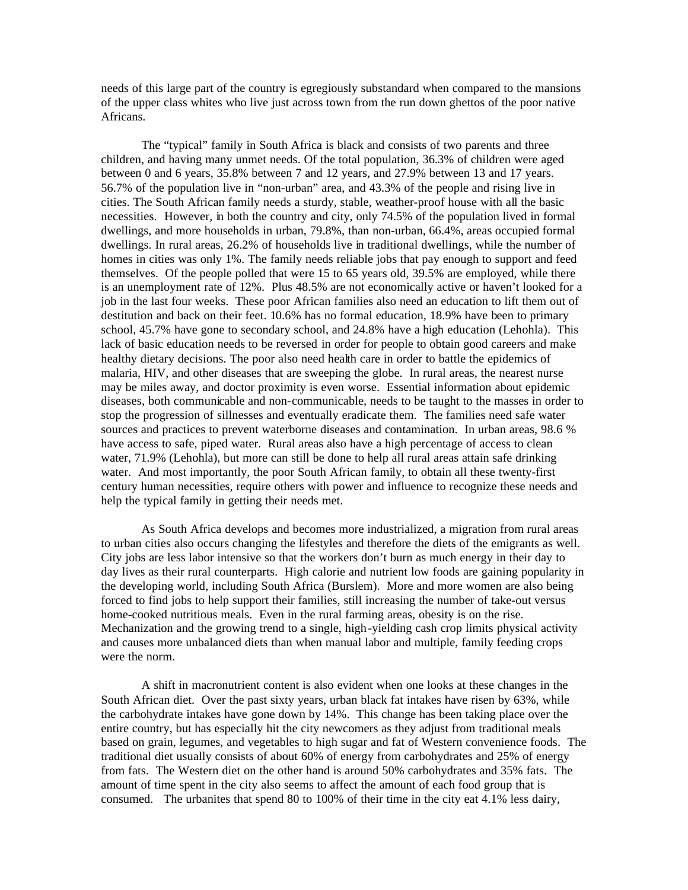needs of this large part of the country is egregiously substandard when compared to the mansions of the upper class whites who live just across town from the run down ghettos of the poor native Africans.

The "typical" family in South Africa is black and consists of two parents and three children, and having many unmet needs. Of the total population, 36.3% of children were aged between 0 and 6 years, 35.8% between 7 and 12 years, and 27.9% between 13 and 17 years. 56.7% of the population live in "non-urban" area, and 43.3% of the people and rising live in cities. The South African family needs a sturdy, stable, weather-proof house with all the basic necessities. However, in both the country and city, only 74.5% of the population lived in formal dwellings, and more households in urban, 79.8%, than non-urban, 66.4%, areas occupied formal dwellings. In rural areas, 26.2% of households live in traditional dwellings, while the number of homes in cities was only 1%. The family needs reliable jobs that pay enough to support and feed themselves. Of the people polled that were 15 to 65 years old, 39.5% are employed, while there is an unemployment rate of 12%. Plus 48.5% are not economically active or haven't looked for a job in the last four weeks. These poor African families also need an education to lift them out of destitution and back on their feet. 10.6% has no formal education, 18.9% have been to primary school, 45.7% have gone to secondary school, and 24.8% have a high education (Lehohla). This lack of basic education needs to be reversed in order for people to obtain good careers and make healthy dietary decisions. The poor also need health care in order to battle the epidemics of malaria, HIV, and other diseases that are sweeping the globe. In rural areas, the nearest nurse may be miles away, and doctor proximity is even worse. Essential information about epidemic diseases, both communicable and non-communicable, needs to be taught to the masses in order to stop the progression of sillnesses and eventually eradicate them. The families need safe water sources and practices to prevent waterborne diseases and contamination. In urban areas, 98.6 % have access to safe, piped water. Rural areas also have a high percentage of access to clean water, 71.9% (Lehohla), but more can still be done to help all rural areas attain safe drinking water. And most importantly, the poor South African family, to obtain all these twenty-first century human necessities, require others with power and influence to recognize these needs and help the typical family in getting their needs met.

As South Africa develops and becomes more industrialized, a migration from rural areas to urban cities also occurs changing the lifestyles and therefore the diets of the emigrants as well. City jobs are less labor intensive so that the workers don't burn as much energy in their day to day lives as their rural counterparts. High calorie and nutrient low foods are gaining popularity in the developing world, including South Africa (Burslem). More and more women are also being forced to find jobs to help support their families, still increasing the number of take-out versus home-cooked nutritious meals. Even in the rural farming areas, obesity is on the rise. Mechanization and the growing trend to a single, high-yielding cash crop limits physical activity and causes more unbalanced diets than when manual labor and multiple, family feeding crops were the norm.

A shift in macronutrient content is also evident when one looks at these changes in the South African diet. Over the past sixty years, urban black fat intakes have risen by 63%, while the carbohydrate intakes have gone down by 14%. This change has been taking place over the entire country, but has especially hit the city newcomers as they adjust from traditional meals based on grain, legumes, and vegetables to high sugar and fat of Western convenience foods. The traditional diet usually consists of about 60% of energy from carbohydrates and 25% of energy from fats. The Western diet on the other hand is around 50% carbohydrates and 35% fats. The amount of time spent in the city also seems to affect the amount of each food group that is consumed. The urbanites that spend 80 to 100% of their time in the city eat 4.1% less dairy,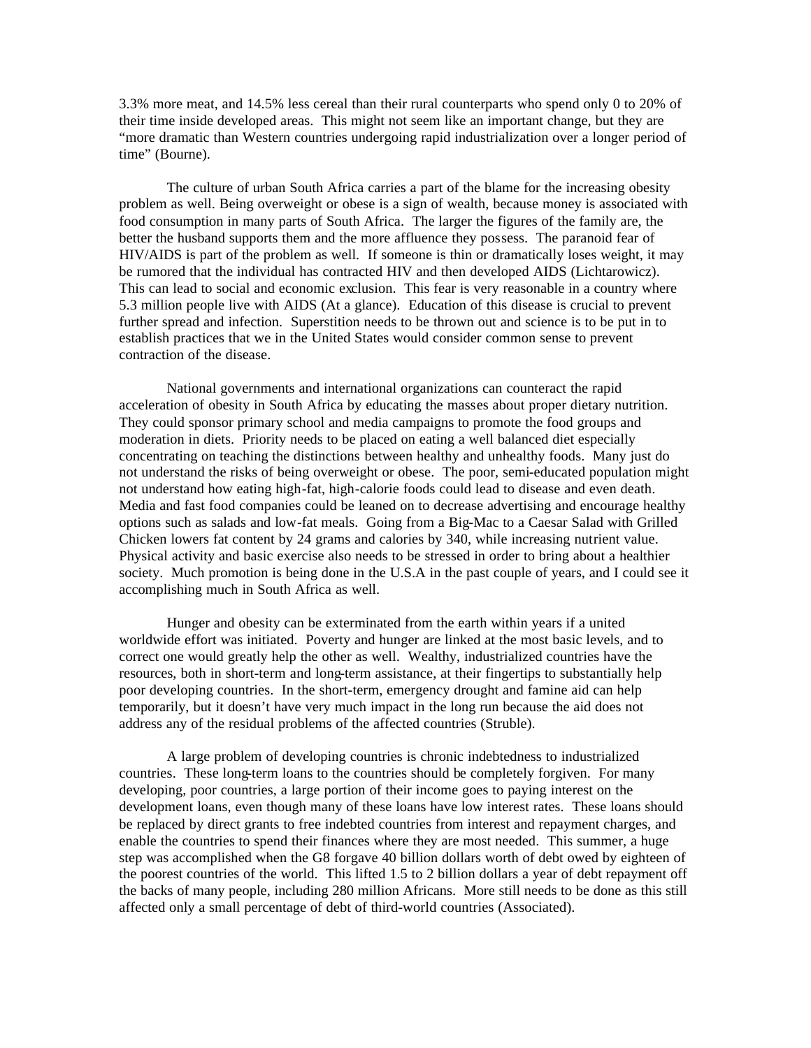3.3% more meat, and 14.5% less cereal than their rural counterparts who spend only 0 to 20% of their time inside developed areas. This might not seem like an important change, but they are "more dramatic than Western countries undergoing rapid industrialization over a longer period of time" (Bourne).

The culture of urban South Africa carries a part of the blame for the increasing obesity problem as well. Being overweight or obese is a sign of wealth, because money is associated with food consumption in many parts of South Africa. The larger the figures of the family are, the better the husband supports them and the more affluence they possess. The paranoid fear of HIV/AIDS is part of the problem as well. If someone is thin or dramatically loses weight, it may be rumored that the individual has contracted HIV and then developed AIDS (Lichtarowicz). This can lead to social and economic exclusion. This fear is very reasonable in a country where 5.3 million people live with AIDS (At a glance). Education of this disease is crucial to prevent further spread and infection. Superstition needs to be thrown out and science is to be put in to establish practices that we in the United States would consider common sense to prevent contraction of the disease.

National governments and international organizations can counteract the rapid acceleration of obesity in South Africa by educating the masses about proper dietary nutrition. They could sponsor primary school and media campaigns to promote the food groups and moderation in diets. Priority needs to be placed on eating a well balanced diet especially concentrating on teaching the distinctions between healthy and unhealthy foods. Many just do not understand the risks of being overweight or obese. The poor, semi-educated population might not understand how eating high-fat, high-calorie foods could lead to disease and even death. Media and fast food companies could be leaned on to decrease advertising and encourage healthy options such as salads and low-fat meals. Going from a Big-Mac to a Caesar Salad with Grilled Chicken lowers fat content by 24 grams and calories by 340, while increasing nutrient value. Physical activity and basic exercise also needs to be stressed in order to bring about a healthier society. Much promotion is being done in the U.S.A in the past couple of years, and I could see it accomplishing much in South Africa as well.

Hunger and obesity can be exterminated from the earth within years if a united worldwide effort was initiated. Poverty and hunger are linked at the most basic levels, and to correct one would greatly help the other as well. Wealthy, industrialized countries have the resources, both in short-term and long-term assistance, at their fingertips to substantially help poor developing countries. In the short-term, emergency drought and famine aid can help temporarily, but it doesn't have very much impact in the long run because the aid does not address any of the residual problems of the affected countries (Struble).

A large problem of developing countries is chronic indebtedness to industrialized countries. These long-term loans to the countries should be completely forgiven. For many developing, poor countries, a large portion of their income goes to paying interest on the development loans, even though many of these loans have low interest rates. These loans should be replaced by direct grants to free indebted countries from interest and repayment charges, and enable the countries to spend their finances where they are most needed. This summer, a huge step was accomplished when the G8 forgave 40 billion dollars worth of debt owed by eighteen of the poorest countries of the world. This lifted 1.5 to 2 billion dollars a year of debt repayment off the backs of many people, including 280 million Africans. More still needs to be done as this still affected only a small percentage of debt of third-world countries (Associated).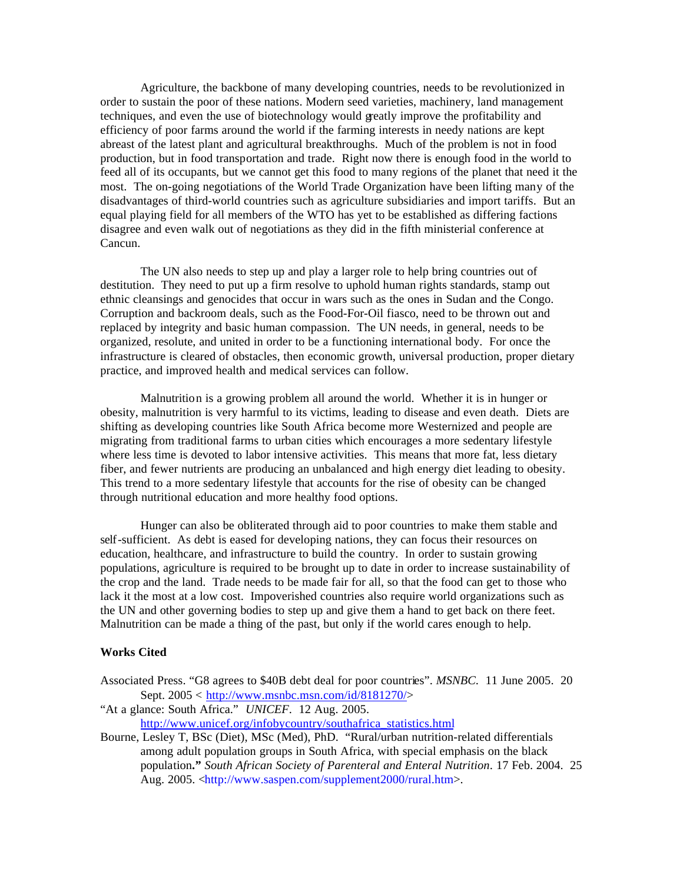Agriculture, the backbone of many developing countries, needs to be revolutionized in order to sustain the poor of these nations. Modern seed varieties, machinery, land management techniques, and even the use of biotechnology would greatly improve the profitability and efficiency of poor farms around the world if the farming interests in needy nations are kept abreast of the latest plant and agricultural breakthroughs. Much of the problem is not in food production, but in food transportation and trade. Right now there is enough food in the world to feed all of its occupants, but we cannot get this food to many regions of the planet that need it the most. The on-going negotiations of the World Trade Organization have been lifting many of the disadvantages of third-world countries such as agriculture subsidiaries and import tariffs. But an equal playing field for all members of the WTO has yet to be established as differing factions disagree and even walk out of negotiations as they did in the fifth ministerial conference at Cancun.

The UN also needs to step up and play a larger role to help bring countries out of destitution. They need to put up a firm resolve to uphold human rights standards, stamp out ethnic cleansings and genocides that occur in wars such as the ones in Sudan and the Congo. Corruption and backroom deals, such as the Food-For-Oil fiasco, need to be thrown out and replaced by integrity and basic human compassion. The UN needs, in general, needs to be organized, resolute, and united in order to be a functioning international body. For once the infrastructure is cleared of obstacles, then economic growth, universal production, proper dietary practice, and improved health and medical services can follow.

Malnutrition is a growing problem all around the world. Whether it is in hunger or obesity, malnutrition is very harmful to its victims, leading to disease and even death. Diets are shifting as developing countries like South Africa become more Westernized and people are migrating from traditional farms to urban cities which encourages a more sedentary lifestyle where less time is devoted to labor intensive activities. This means that more fat, less dietary fiber, and fewer nutrients are producing an unbalanced and high energy diet leading to obesity. This trend to a more sedentary lifestyle that accounts for the rise of obesity can be changed through nutritional education and more healthy food options.

Hunger can also be obliterated through aid to poor countries to make them stable and self-sufficient. As debt is eased for developing nations, they can focus their resources on education, healthcare, and infrastructure to build the country. In order to sustain growing populations, agriculture is required to be brought up to date in order to increase sustainability of the crop and the land. Trade needs to be made fair for all, so that the food can get to those who lack it the most at a low cost. Impoverished countries also require world organizations such as the UN and other governing bodies to step up and give them a hand to get back on there feet. Malnutrition can be made a thing of the past, but only if the world cares enough to help.

**Works Cited**

Associated Press. "G8 agrees to $40B debt deal for poor countries". *MSNBC*. 11 June 2005. 20 Sept. 2005 < http://www.msnbc.msn.com/id/8181270/>

"At a glance: South Africa." *UNICEF*. 12 Aug. 2005. http://www.unicef.org/infobycountry/southafrica_statistics.html

Bourne, Lesley T, BSc (Diet), MSc (Med), PhD. "Rural/urban nutrition-related differentials among adult population groups in South Africa, with special emphasis on the black population**."** *South African Society of Parenteral and Enteral Nutrition*. 17 Feb. 2004. 25 Aug. 2005. <http://www.saspen.com/supplement2000/rural.htm>.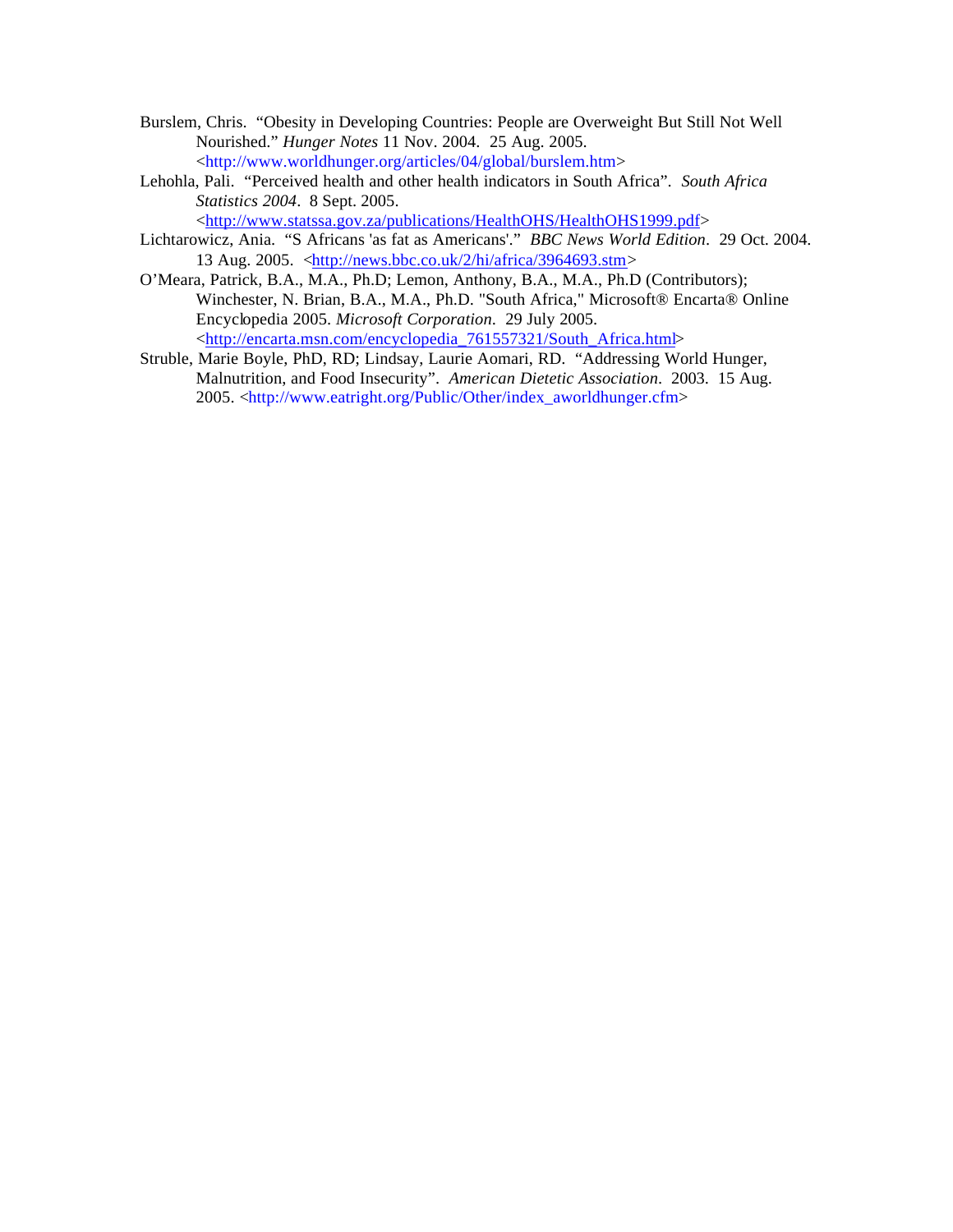Burslem, Chris. "Obesity in Developing Countries: People are Overweight But Still Not Well Nourished." *Hunger Notes* 11 Nov. 2004. 25 Aug. 2005. <http://www.worldhunger.org/articles/04/global/burslem.htm>

Lehohla, Pali. "Perceived health and other health indicators in South Africa". *South Africa Statistics 2004*. 8 Sept. 2005. <http://www.statssa.gov.za/publications/HealthOHS/HealthOHS1999.pdf>

Lichtarowicz, Ania. "S Africans 'as fat as Americans'." *BBC News World Edition*. 29 Oct. 2004. 13 Aug. 2005. <http://news.bbc.co.uk/2/hi/africa/3964693.stm>

O'Meara, Patrick, B.A., M.A., Ph.D; Lemon, Anthony, B.A., M.A., Ph.D (Contributors); Winchester, N. Brian, B.A., M.A., Ph.D. "South Africa," Microsoft® Encarta® Online Encyclopedia 2005. *Microsoft Corporation*. 29 July 2005. <http://encarta.msn.com/encyclopedia_761557321/South_Africa.html>

Struble, Marie Boyle, PhD, RD; Lindsay, Laurie Aomari, RD. "Addressing World Hunger, Malnutrition, and Food Insecurity". *American Dietetic Association*. 2003. 15 Aug. 2005. <http://www.eatright.org/Public/Other/index_aworldhunger.cfm>